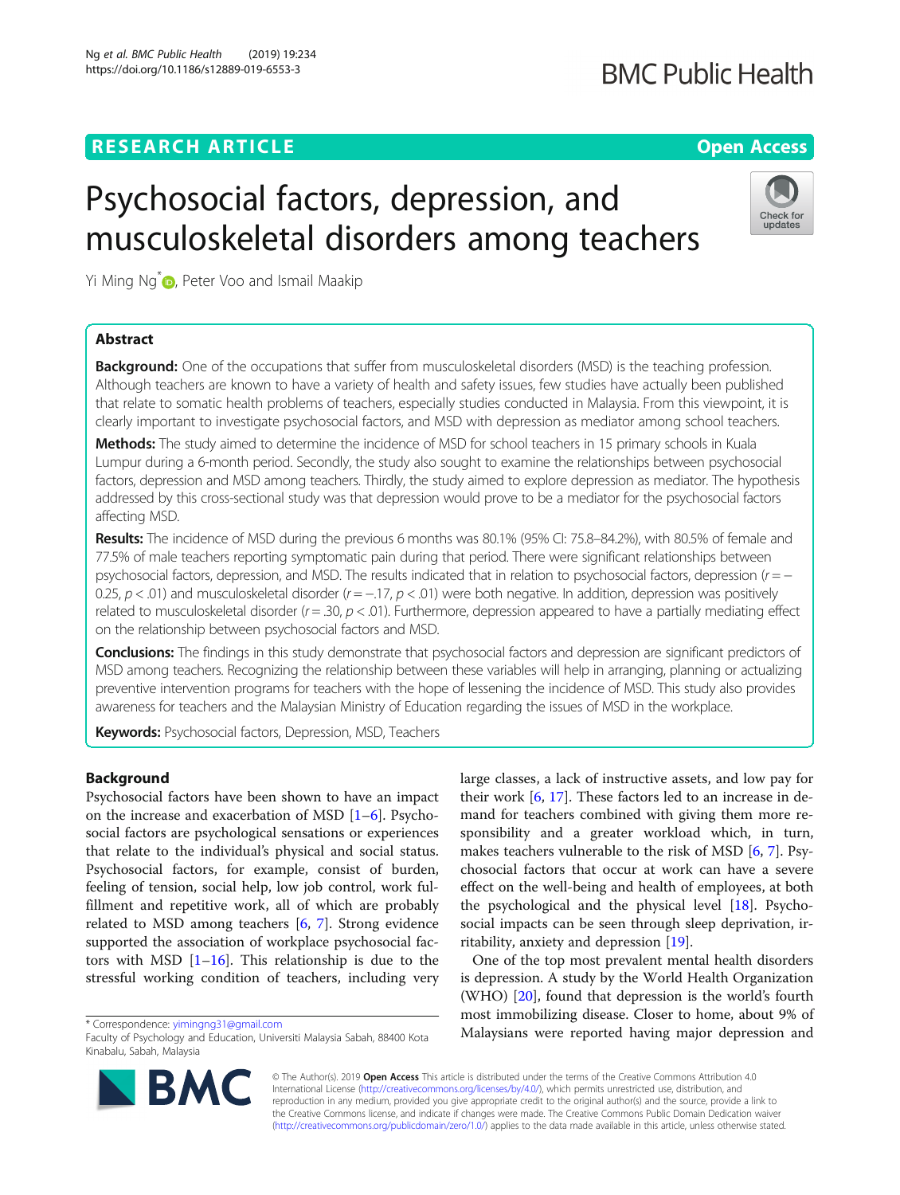# Psychosocial factors, depression, and musculoskeletal disorders among teachers

Yi Ming Ng*, Peter Voo and Ismail Maakip

## Abstract

**Background:** One of the occupations that suffer from musculoskeletal disorders (MSD) is the teaching profession. Although teachers are known to have a variety of health and safety issues, few studies have actually been published that relate to somatic health problems of teachers, especially studies conducted in Malaysia. From this viewpoint, it is clearly important to investigate psychosocial factors, and MSD with depression as mediator among school teachers.

**Methods:** The study aimed to determine the incidence of MSD for school teachers in 15 primary schools in Kuala Lumpur during a 6-month period. Secondly, the study also sought to examine the relationships between psychosocial factors, depression and MSD among teachers. Thirdly, the study aimed to explore depression as mediator. The hypothesis addressed by this cross-sectional study was that depression would prove to be a mediator for the psychosocial factors affecting MSD.

**Results:** The incidence of MSD during the previous 6 months was 80.1% (95% CI: 75.8–84.2%), with 80.5% of female and 77.5% of male teachers reporting symptomatic pain during that period. There were significant relationships between psychosocial factors, depression, and MSD. The results indicated that in relation to psychosocial factors, depression ($r = -0.25$, $p < .01$) and musculoskeletal disorder ($r = -.17$, $p < .01$) were both negative. In addition, depression was positively related to musculoskeletal disorder ($r = .30$, $p < .01$). Furthermore, depression appeared to have a partially mediating effect on the relationship between psychosocial factors and MSD.

**Conclusions:** The findings in this study demonstrate that psychosocial factors and depression are significant predictors of MSD among teachers. Recognizing the relationship between these variables will help in arranging, planning or actualizing preventive intervention programs for teachers with the hope of lessening the incidence of MSD. This study also provides awareness for teachers and the Malaysian Ministry of Education regarding the issues of MSD in the workplace.

**Keywords:** Psychosocial factors, Depression, MSD, Teachers

## Background

Psychosocial factors have been shown to have an impact on the increase and exacerbation of MSD [1–6]. Psychosocial factors are psychological sensations or experiences that relate to the individual's physical and social status. Psychosocial factors, for example, consist of burden, feeling of tension, social help, low job control, work fulfillment and repetitive work, all of which are probably related to MSD among teachers [6, 7]. Strong evidence supported the association of workplace psychosocial factors with MSD [1–16]. This relationship is due to the stressful working condition of teachers, including very large classes, a lack of instructive assets, and low pay for their work [6, 17]. These factors led to an increase in demand for teachers combined with giving them more responsibility and a greater workload which, in turn, makes teachers vulnerable to the risk of MSD [6, 7]. Psychosocial factors that occur at work can have a severe effect on the well-being and health of employees, at both the psychological and the physical level [18]. Psychosocial impacts can be seen through sleep deprivation, irritability, anxiety and depression [19].

One of the top most prevalent mental health disorders is depression. A study by the World Health Organization (WHO) [20], found that depression is the world's fourth most immobilizing disease. Closer to home, about 9% of Malaysians were reported having major depression and

* Correspondence: yimingng31@gmail.com
Faculty of Psychology and Education, Universiti Malaysia Sabah, 88400 Kota Kinabalu, Sabah, Malaysia

© The Author(s). 2019 **Open Access** This article is distributed under the terms of the Creative Commons Attribution 4.0 International License (http://creativecommons.org/licenses/by/4.0/), which permits unrestricted use, distribution, and reproduction in any medium, provided you give appropriate credit to the original author(s) and the source, provide a link to the Creative Commons license, and indicate if changes were made. The Creative Commons Public Domain Dedication waiver (http://creativecommons.org/publicdomain/zero/1.0/) applies to the data made available in this article, unless otherwise stated.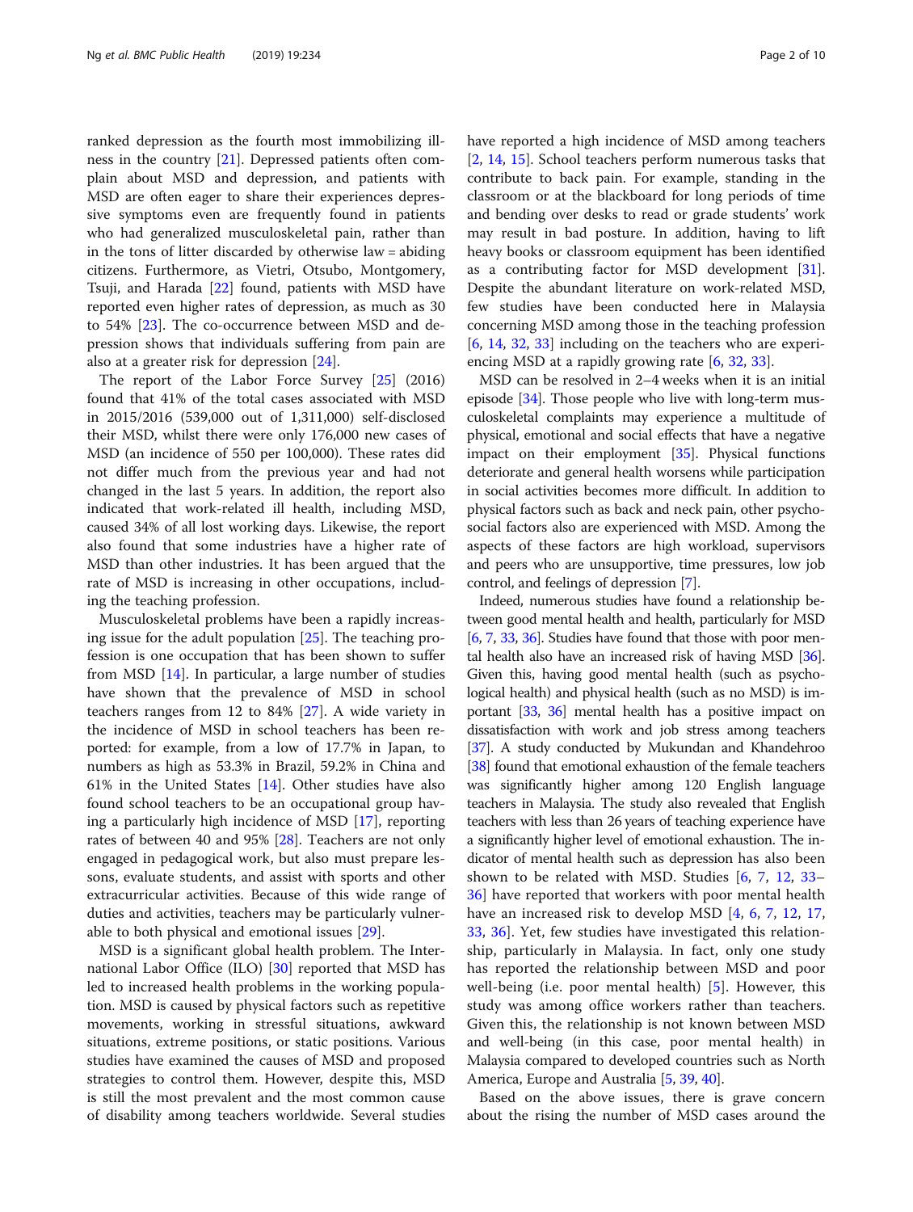ranked depression as the fourth most immobilizing illness in the country [21]. Depressed patients often complain about MSD and depression, and patients with MSD are often eager to share their experiences depressive symptoms even are frequently found in patients who had generalized musculoskeletal pain, rather than in the tons of litter discarded by otherwise law = abiding citizens. Furthermore, as Vietri, Otsubo, Montgomery, Tsuji, and Harada [22] found, patients with MSD have reported even higher rates of depression, as much as 30 to 54% [23]. The co-occurrence between MSD and depression shows that individuals suffering from pain are also at a greater risk for depression [24].

The report of the Labor Force Survey [25] (2016) found that 41% of the total cases associated with MSD in 2015/2016 (539,000 out of 1,311,000) self-disclosed their MSD, whilst there were only 176,000 new cases of MSD (an incidence of 550 per 100,000). These rates did not differ much from the previous year and had not changed in the last 5 years. In addition, the report also indicated that work-related ill health, including MSD, caused 34% of all lost working days. Likewise, the report also found that some industries have a higher rate of MSD than other industries. It has been argued that the rate of MSD is increasing in other occupations, including the teaching profession.

Musculoskeletal problems have been a rapidly increasing issue for the adult population [25]. The teaching profession is one occupation that has been shown to suffer from MSD [14]. In particular, a large number of studies have shown that the prevalence of MSD in school teachers ranges from 12 to 84% [27]. A wide variety in the incidence of MSD in school teachers has been reported: for example, from a low of 17.7% in Japan, to numbers as high as 53.3% in Brazil, 59.2% in China and 61% in the United States [14]. Other studies have also found school teachers to be an occupational group having a particularly high incidence of MSD [17], reporting rates of between 40 and 95% [28]. Teachers are not only engaged in pedagogical work, but also must prepare lessons, evaluate students, and assist with sports and other extracurricular activities. Because of this wide range of duties and activities, teachers may be particularly vulnerable to both physical and emotional issues [29].

MSD is a significant global health problem. The International Labor Office (ILO) [30] reported that MSD has led to increased health problems in the working population. MSD is caused by physical factors such as repetitive movements, working in stressful situations, awkward situations, extreme positions, or static positions. Various studies have examined the causes of MSD and proposed strategies to control them. However, despite this, MSD is still the most prevalent and the most common cause of disability among teachers worldwide. Several studies have reported a high incidence of MSD among teachers [2, 14, 15]. School teachers perform numerous tasks that contribute to back pain. For example, standing in the classroom or at the blackboard for long periods of time and bending over desks to read or grade students' work may result in bad posture. In addition, having to lift heavy books or classroom equipment has been identified as a contributing factor for MSD development [31]. Despite the abundant literature on work-related MSD, few studies have been conducted here in Malaysia concerning MSD among those in the teaching profession [6, 14, 32, 33] including on the teachers who are experiencing MSD at a rapidly growing rate [6, 32, 33].

MSD can be resolved in 2–4 weeks when it is an initial episode [34]. Those people who live with long-term musculoskeletal complaints may experience a multitude of physical, emotional and social effects that have a negative impact on their employment [35]. Physical functions deteriorate and general health worsens while participation in social activities becomes more difficult. In addition to physical factors such as back and neck pain, other psychosocial factors also are experienced with MSD. Among the aspects of these factors are high workload, supervisors and peers who are unsupportive, time pressures, low job control, and feelings of depression [7].

Indeed, numerous studies have found a relationship between good mental health and health, particularly for MSD [6, 7, 33, 36]. Studies have found that those with poor mental health also have an increased risk of having MSD [36]. Given this, having good mental health (such as psychological health) and physical health (such as no MSD) is important [33, 36] mental health has a positive impact on dissatisfaction with work and job stress among teachers [37]. A study conducted by Mukundan and Khandehroo [38] found that emotional exhaustion of the female teachers was significantly higher among 120 English language teachers in Malaysia. The study also revealed that English teachers with less than 26 years of teaching experience have a significantly higher level of emotional exhaustion. The indicator of mental health such as depression has also been shown to be related with MSD. Studies [6, 7, 12, 33–36] have reported that workers with poor mental health have an increased risk to develop MSD [4, 6, 7, 12, 17, 33, 36]. Yet, few studies have investigated this relationship, particularly in Malaysia. In fact, only one study has reported the relationship between MSD and poor well-being (i.e. poor mental health) [5]. However, this study was among office workers rather than teachers. Given this, the relationship is not known between MSD and well-being (in this case, poor mental health) in Malaysia compared to developed countries such as North America, Europe and Australia [5, 39, 40].

Based on the above issues, there is grave concern about the rising the number of MSD cases around the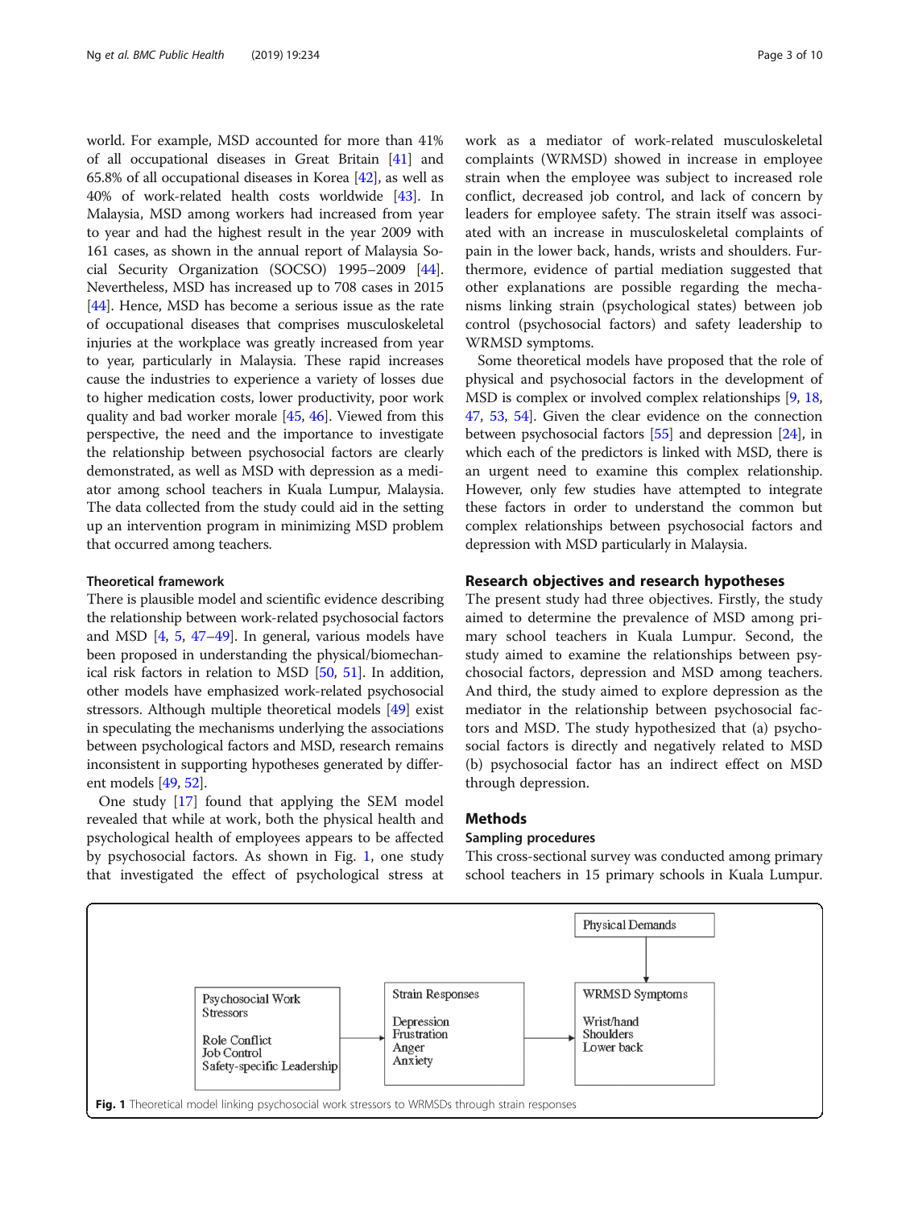world. For example, MSD accounted for more than 41% of all occupational diseases in Great Britain [41] and 65.8% of all occupational diseases in Korea [42], as well as 40% of work-related health costs worldwide [43]. In Malaysia, MSD among workers had increased from year to year and had the highest result in the year 2009 with 161 cases, as shown in the annual report of Malaysia Social Security Organization (SOCSO) 1995–2009 [44]. Nevertheless, MSD has increased up to 708 cases in 2015 [44]. Hence, MSD has become a serious issue as the rate of occupational diseases that comprises musculoskeletal injuries at the workplace was greatly increased from year to year, particularly in Malaysia. These rapid increases cause the industries to experience a variety of losses due to higher medication costs, lower productivity, poor work quality and bad worker morale [45, 46]. Viewed from this perspective, the need and the importance to investigate the relationship between psychosocial factors are clearly demonstrated, as well as MSD with depression as a mediator among school teachers in Kuala Lumpur, Malaysia. The data collected from the study could aid in the setting up an intervention program in minimizing MSD problem that occurred among teachers.

### Theoretical framework

There is plausible model and scientific evidence describing the relationship between work-related psychosocial factors and MSD [4, 5, 47–49]. In general, various models have been proposed in understanding the physical/biomechanical risk factors in relation to MSD [50, 51]. In addition, other models have emphasized work-related psychosocial stressors. Although multiple theoretical models [49] exist in speculating the mechanisms underlying the associations between psychological factors and MSD, research remains inconsistent in supporting hypotheses generated by different models [49, 52].

One study [17] found that applying the SEM model revealed that while at work, both the physical health and psychological health of employees appears to be affected by psychosocial factors. As shown in Fig. 1, one study that investigated the effect of psychological stress at work as a mediator of work-related musculoskeletal complaints (WRMSD) showed in increase in employee strain when the employee was subject to increased role conflict, decreased job control, and lack of concern by leaders for employee safety. The strain itself was associated with an increase in musculoskeletal complaints of pain in the lower back, hands, wrists and shoulders. Furthermore, evidence of partial mediation suggested that other explanations are possible regarding the mechanisms linking strain (psychological states) between job control (psychosocial factors) and safety leadership to WRMSD symptoms.

Some theoretical models have proposed that the role of physical and psychosocial factors in the development of MSD is complex or involved complex relationships [9, 18, 47, 53, 54]. Given the clear evidence on the connection between psychosocial factors [55] and depression [24], in which each of the predictors is linked with MSD, there is an urgent need to examine this complex relationship. However, only few studies have attempted to integrate these factors in order to understand the common but complex relationships between psychosocial factors and depression with MSD particularly in Malaysia.

## Research objectives and research hypotheses

The present study had three objectives. Firstly, the study aimed to determine the prevalence of MSD among primary school teachers in Kuala Lumpur. Second, the study aimed to examine the relationships between psychosocial factors, depression and MSD among teachers. And third, the study aimed to explore depression as the mediator in the relationship between psychosocial factors and MSD. The study hypothesized that (a) psychosocial factors is directly and negatively related to MSD (b) psychosocial factor has an indirect effect on MSD through depression.

## Methods

### Sampling procedures

This cross-sectional survey was conducted among primary school teachers in 15 primary schools in Kuala Lumpur.

Physical Demands

Psychosocial Work Stressors

Role Conflict
Job Control
Safety-specific Leadership

Strain Responses

Depression
Frustration
Anger
Anxiety

WRMSD Symptoms

Wrist/hand
Shoulders
Lower back

**Fig. 1** Theoretical model linking psychosocial work stressors to WRMSDs through strain responses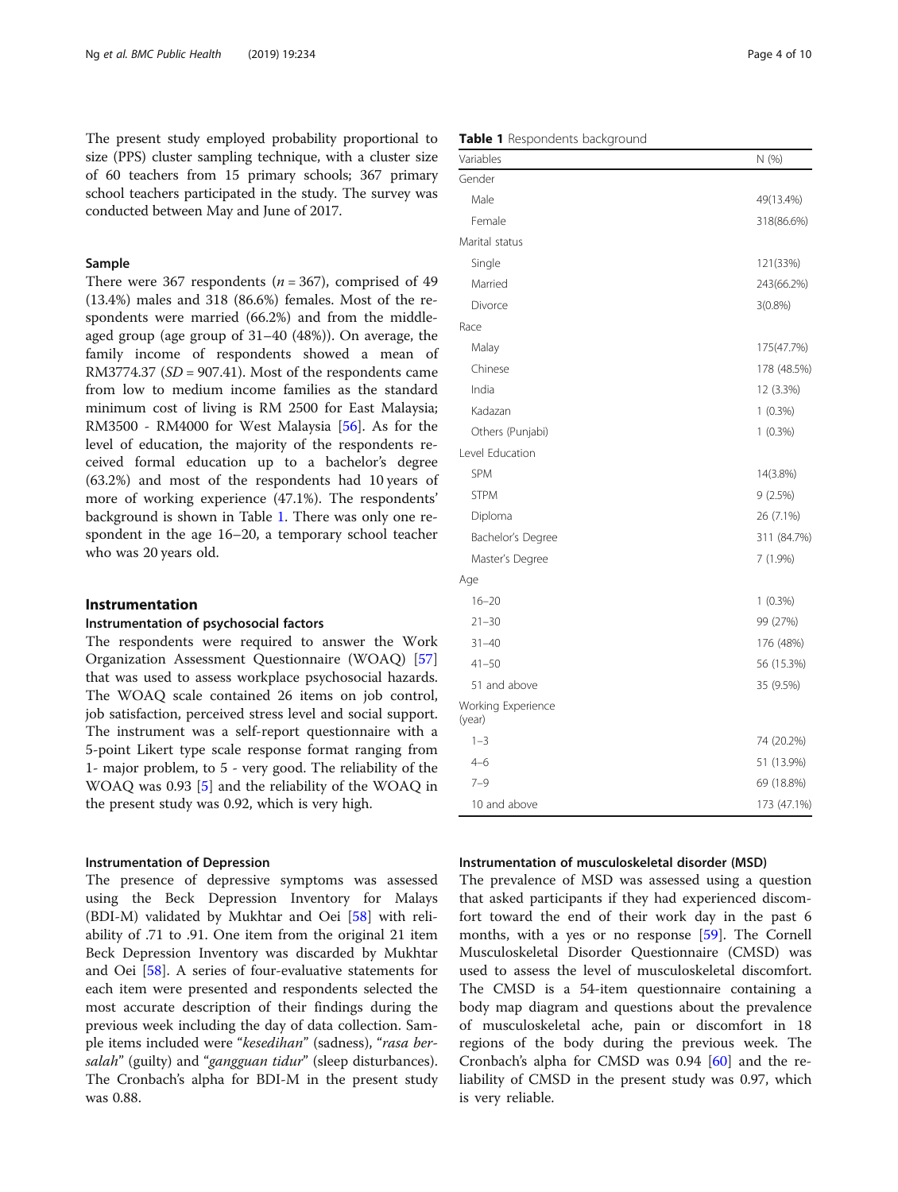The present study employed probability proportional to size (PPS) cluster sampling technique, with a cluster size of 60 teachers from 15 primary schools; 367 primary school teachers participated in the study. The survey was conducted between May and June of 2017.

### Sample

There were 367 respondents ($n = 367$), comprised of 49 (13.4%) males and 318 (86.6%) females. Most of the respondents were married (66.2%) and from the middle-aged group (age group of 31–40 (48%)). On average, the family income of respondents showed a mean of RM3774.37 ($SD = 907.41$). Most of the respondents came from low to medium income families as the standard minimum cost of living is RM 2500 for East Malaysia; RM3500 - RM4000 for West Malaysia [56]. As for the level of education, the majority of the respondents received formal education up to a bachelor's degree (63.2%) and most of the respondents had 10 years of more of working experience (47.1%). The respondents' background is shown in Table 1. There was only one respondent in the age 16–20, a temporary school teacher who was 20 years old.

**Table 1** Respondents background

| Variables | N (%) |
|---|---|
| Gender | |
| Male | 49(13.4%) |
| Female | 318(86.6%) |
| Marital status | |
| Single | 121(33%) |
| Married | 243(66.2%) |
| Divorce | 3(0.8%) |
| Race | |
| Malay | 175(47.7%) |
| Chinese | 178 (48.5%) |
| India | 12 (3.3%) |
| Kadazan | 1 (0.3%) |
| Others (Punjabi) | 1 (0.3%) |
| Level Education | |
| SPM | 14(3.8%) |
| STPM | 9 (2.5%) |
| Diploma | 26 (7.1%) |
| Bachelor's Degree | 311 (84.7%) |
| Master's Degree | 7 (1.9%) |
| Age | |
| 16–20 | 1 (0.3%) |
| 21–30 | 99 (27%) |
| 31–40 | 176 (48%) |
| 41–50 | 56 (15.3%) |
| 51 and above | 35 (9.5%) |
| Working Experience (year) | |
| 1–3 | 74 (20.2%) |
| 4–6 | 51 (13.9%) |
| 7–9 | 69 (18.8%) |
| 10 and above | 173 (47.1%) |

## Instrumentation

### Instrumentation of psychosocial factors

The respondents were required to answer the Work Organization Assessment Questionnaire (WOAQ) [57] that was used to assess workplace psychosocial hazards. The WOAQ scale contained 26 items on job control, job satisfaction, perceived stress level and social support. The instrument was a self-report questionnaire with a 5-point Likert type scale response format ranging from 1- major problem, to 5 - very good. The reliability of the WOAQ was 0.93 [5] and the reliability of the WOAQ in the present study was 0.92, which is very high.

### Instrumentation of Depression

The presence of depressive symptoms was assessed using the Beck Depression Inventory for Malays (BDI-M) validated by Mukhtar and Oei [58] with reliability of .71 to .91. One item from the original 21 item Beck Depression Inventory was discarded by Mukhtar and Oei [58]. A series of four-evaluative statements for each item were presented and respondents selected the most accurate description of their findings during the previous week including the day of data collection. Sample items included were "*kesedihan*" (sadness), "*rasa bersalah*" (guilty) and "*gangguan tidur*" (sleep disturbances). The Cronbach's alpha for BDI-M in the present study was 0.88.

### Instrumentation of musculoskeletal disorder (MSD)

The prevalence of MSD was assessed using a question that asked participants if they had experienced discomfort toward the end of their work day in the past 6 months, with a yes or no response [59]. The Cornell Musculoskeletal Disorder Questionnaire (CMSD) was used to assess the level of musculoskeletal discomfort. The CMSD is a 54-item questionnaire containing a body map diagram and questions about the prevalence of musculoskeletal ache, pain or discomfort in 18 regions of the body during the previous week. The Cronbach's alpha for CMSD was 0.94 [60] and the reliability of CMSD in the present study was 0.97, which is very reliable.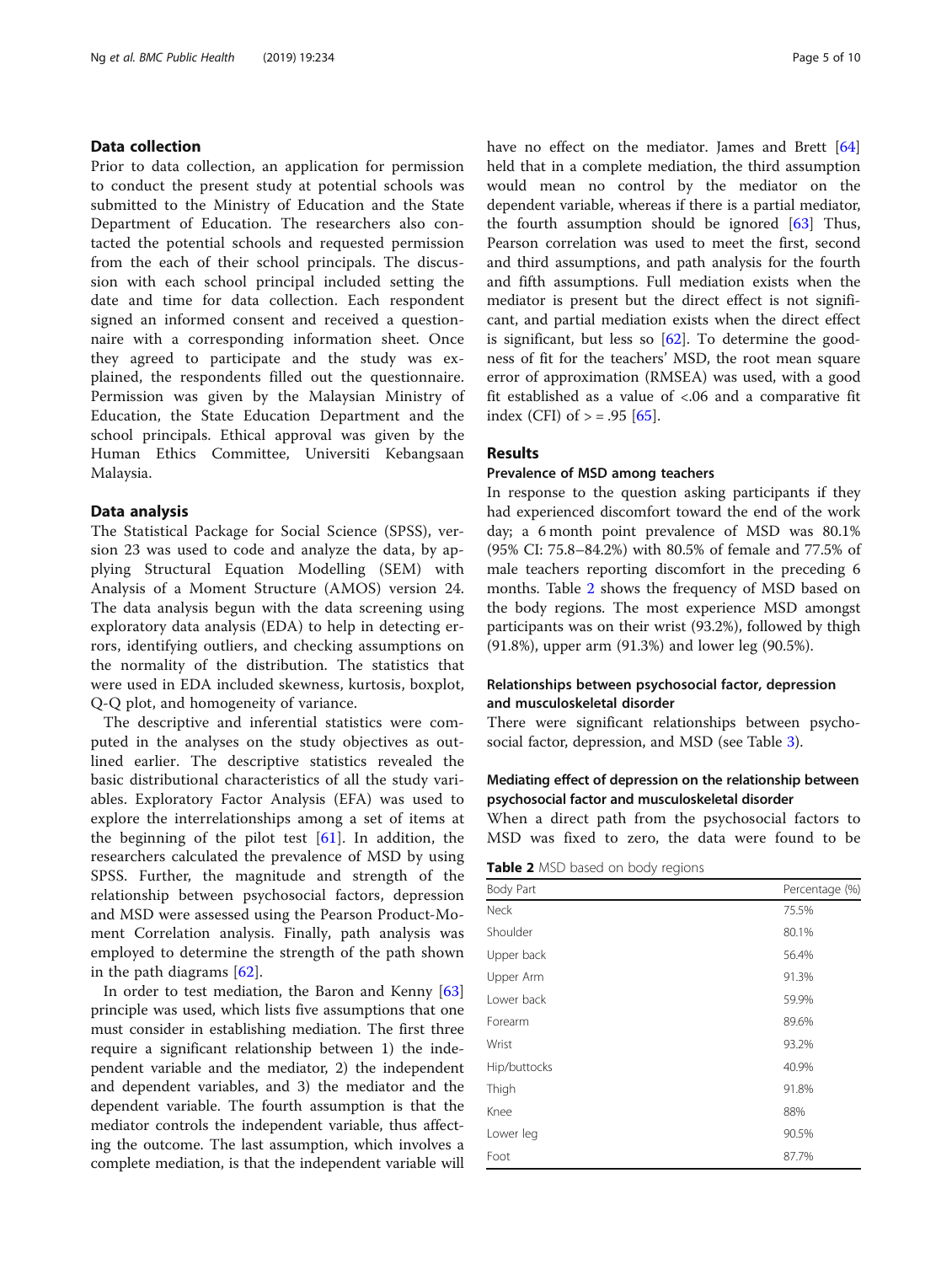## Data collection

Prior to data collection, an application for permission to conduct the present study at potential schools was submitted to the Ministry of Education and the State Department of Education. The researchers also contacted the potential schools and requested permission from the each of their school principals. The discussion with each school principal included setting the date and time for data collection. Each respondent signed an informed consent and received a questionnaire with a corresponding information sheet. Once they agreed to participate and the study was explained, the respondents filled out the questionnaire. Permission was given by the Malaysian Ministry of Education, the State Education Department and the school principals. Ethical approval was given by the Human Ethics Committee, Universiti Kebangsaan Malaysia.

## Data analysis

The Statistical Package for Social Science (SPSS), version 23 was used to code and analyze the data, by applying Structural Equation Modelling (SEM) with Analysis of a Moment Structure (AMOS) version 24. The data analysis begun with the data screening using exploratory data analysis (EDA) to help in detecting errors, identifying outliers, and checking assumptions on the normality of the distribution. The statistics that were used in EDA included skewness, kurtosis, boxplot, Q-Q plot, and homogeneity of variance.

The descriptive and inferential statistics were computed in the analyses on the study objectives as outlined earlier. The descriptive statistics revealed the basic distributional characteristics of all the study variables. Exploratory Factor Analysis (EFA) was used to explore the interrelationships among a set of items at the beginning of the pilot test [61]. In addition, the researchers calculated the prevalence of MSD by using SPSS. Further, the magnitude and strength of the relationship between psychosocial factors, depression and MSD were assessed using the Pearson Product-Moment Correlation analysis. Finally, path analysis was employed to determine the strength of the path shown in the path diagrams [62].

In order to test mediation, the Baron and Kenny [63] principle was used, which lists five assumptions that one must consider in establishing mediation. The first three require a significant relationship between 1) the independent variable and the mediator, 2) the independent and dependent variables, and 3) the mediator and the dependent variable. The fourth assumption is that the mediator controls the independent variable, thus affecting the outcome. The last assumption, which involves a complete mediation, is that the independent variable will have no effect on the mediator. James and Brett [64] held that in a complete mediation, the third assumption would mean no control by the mediator on the dependent variable, whereas if there is a partial mediator, the fourth assumption should be ignored [63] Thus, Pearson correlation was used to meet the first, second and third assumptions, and path analysis for the fourth and fifth assumptions. Full mediation exists when the mediator is present but the direct effect is not significant, and partial mediation exists when the direct effect is significant, but less so [62]. To determine the goodness of fit for the teachers' MSD, the root mean square error of approximation (RMSEA) was used, with a good fit established as a value of <.06 and a comparative fit index (CFI) of > = .95 [65].

## Results

### Prevalence of MSD among teachers

In response to the question asking participants if they had experienced discomfort toward the end of the work day; a 6 month point prevalence of MSD was 80.1% (95% CI: 75.8–84.2%) with 80.5% of female and 77.5% of male teachers reporting discomfort in the preceding 6 months. Table 2 shows the frequency of MSD based on the body regions. The most experience MSD amongst participants was on their wrist (93.2%), followed by thigh (91.8%), upper arm (91.3%) and lower leg (90.5%).

### Relationships between psychosocial factor, depression and musculoskeletal disorder

There were significant relationships between psychosocial factor, depression, and MSD (see Table 3).

### Mediating effect of depression on the relationship between psychosocial factor and musculoskeletal disorder

When a direct path from the psychosocial factors to MSD was fixed to zero, the data were found to be

**Table 2** MSD based on body regions

| Body Part | Percentage (%) |
|---|---|
| Neck | 75.5% |
| Shoulder | 80.1% |
| Upper back | 56.4% |
| Upper Arm | 91.3% |
| Lower back | 59.9% |
| Forearm | 89.6% |
| Wrist | 93.2% |
| Hip/buttocks | 40.9% |
| Thigh | 91.8% |
| Knee | 88% |
| Lower leg | 90.5% |
| Foot | 87.7% |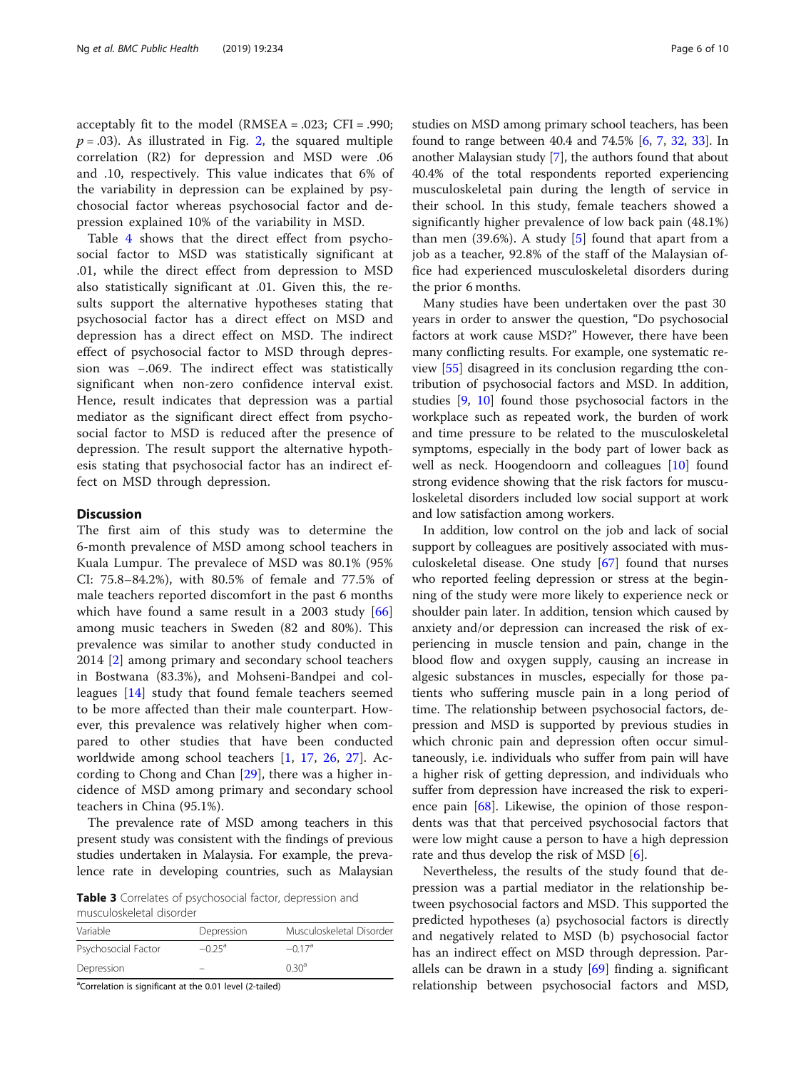acceptably fit to the model (RMSEA = .023; CFI = .990; $p = .03$). As illustrated in Fig. 2, the squared multiple correlation (R2) for depression and MSD were .06 and .10, respectively. This value indicates that 6% of the variability in depression can be explained by psychosocial factor whereas psychosocial factor and depression explained 10% of the variability in MSD.

Table 4 shows that the direct effect from psychosocial factor to MSD was statistically significant at .01, while the direct effect from depression to MSD also statistically significant at .01. Given this, the results support the alternative hypotheses stating that psychosocial factor has a direct effect on MSD and depression has a direct effect on MSD. The indirect effect of psychosocial factor to MSD through depression was −.069. The indirect effect was statistically significant when non-zero confidence interval exist. Hence, result indicates that depression was a partial mediator as the significant direct effect from psychosocial factor to MSD is reduced after the presence of depression. The result support the alternative hypothesis stating that psychosocial factor has an indirect effect on MSD through depression.

## Discussion

The first aim of this study was to determine the 6-month prevalence of MSD among school teachers in Kuala Lumpur. The prevalece of MSD was 80.1% (95% CI: 75.8–84.2%), with 80.5% of female and 77.5% of male teachers reported discomfort in the past 6 months which have found a same result in a 2003 study [66] among music teachers in Sweden (82 and 80%). This prevalence was similar to another study conducted in 2014 [2] among primary and secondary school teachers in Bostwana (83.3%), and Mohseni-Bandpei and colleagues [14] study that found female teachers seemed to be more affected than their male counterpart. However, this prevalence was relatively higher when compared to other studies that have been conducted worldwide among school teachers [1, 17, 26, 27]. According to Chong and Chan [29], there was a higher incidence of MSD among primary and secondary school teachers in China (95.1%).

The prevalence rate of MSD among teachers in this present study was consistent with the findings of previous studies undertaken in Malaysia. For example, the prevalence rate in developing countries, such as Malaysian studies on MSD among primary school teachers, has been found to range between 40.4 and 74.5% [6, 7, 32, 33]. In another Malaysian study [7], the authors found that about 40.4% of the total respondents reported experiencing musculoskeletal pain during the length of service in their school. In this study, female teachers showed a significantly higher prevalence of low back pain (48.1%) than men (39.6%). A study [5] found that apart from a job as a teacher, 92.8% of the staff of the Malaysian office had experienced musculoskeletal disorders during the prior 6 months.

Many studies have been undertaken over the past 30 years in order to answer the question, "Do psychosocial factors at work cause MSD?" However, there have been many conflicting results. For example, one systematic review [55] disagreed in its conclusion regarding tthe contribution of psychosocial factors and MSD. In addition, studies [9, 10] found those psychosocial factors in the workplace such as repeated work, the burden of work and time pressure to be related to the musculoskeletal symptoms, especially in the body part of lower back as well as neck. Hoogendoorn and colleagues [10] found strong evidence showing that the risk factors for musculoskeletal disorders included low social support at work and low satisfaction among workers.

In addition, low control on the job and lack of social support by colleagues are positively associated with musculoskeletal disease. One study [67] found that nurses who reported feeling depression or stress at the beginning of the study were more likely to experience neck or shoulder pain later. In addition, tension which caused by anxiety and/or depression can increased the risk of experiencing in muscle tension and pain, change in the blood flow and oxygen supply, causing an increase in algesic substances in muscles, especially for those patients who suffering muscle pain in a long period of time. The relationship between psychosocial factors, depression and MSD is supported by previous studies in which chronic pain and depression often occur simultaneously, i.e. individuals who suffer from pain will have a higher risk of getting depression, and individuals who suffer from depression have increased the risk to experience pain [68]. Likewise, the opinion of those respondents was that that perceived psychosocial factors that were low might cause a person to have a high depression rate and thus develop the risk of MSD [6].

Nevertheless, the results of the study found that depression was a partial mediator in the relationship between psychosocial factors and MSD. This supported the predicted hypotheses (a) psychosocial factors is directly and negatively related to MSD (b) psychosocial factor has an indirect effect on MSD through depression. Parallels can be drawn in a study [69] finding a. significant relationship between psychosocial factors and MSD,

**Table 3** Correlates of psychosocial factor, depression and musculoskeletal disorder

| Variable | Depression | Musculoskeletal Disorder |
|---|---|---|
| Psychosocial Factor | −0.25[a] | −0.17[a] |
| Depression | – | 0.30[a] |

[a]Correlation is significant at the 0.01 level (2-tailed)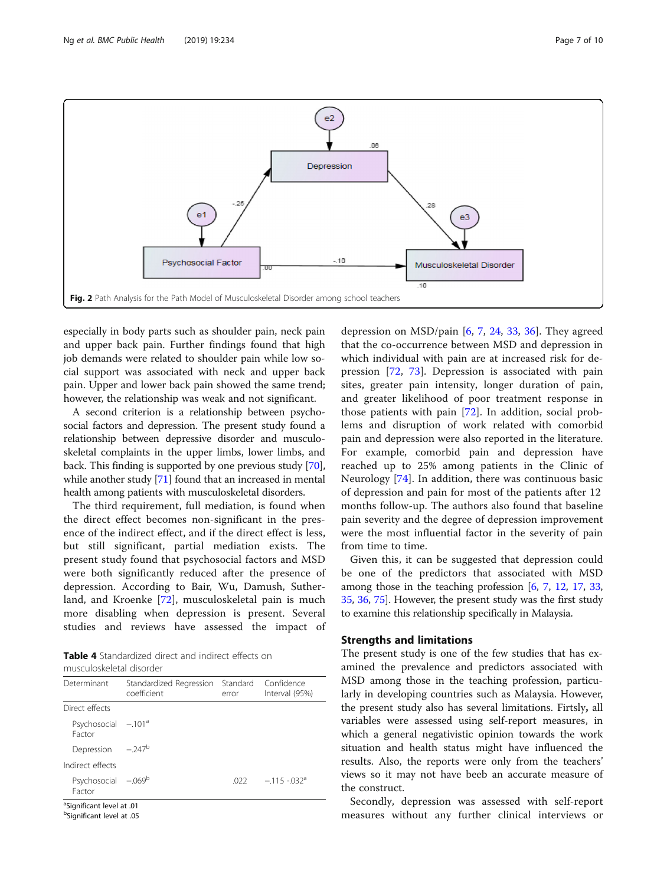Fig. 2 Path Analysis for the Path Model of Musculoskeletal Disorder among school teachers

especially in body parts such as shoulder pain, neck pain and upper back pain. Further findings found that high job demands were related to shoulder pain while low social support was associated with neck and upper back pain. Upper and lower back pain showed the same trend; however, the relationship was weak and not significant.

A second criterion is a relationship between psychosocial factors and depression. The present study found a relationship between depressive disorder and musculoskeletal complaints in the upper limbs, lower limbs, and back. This finding is supported by one previous study [70], while another study [71] found that an increased in mental health among patients with musculoskeletal disorders.

The third requirement, full mediation, is found when the direct effect becomes non-significant in the presence of the indirect effect, and if the direct effect is less, but still significant, partial mediation exists. The present study found that psychosocial factors and MSD were both significantly reduced after the presence of depression. According to Bair, Wu, Damush, Sutherland, and Kroenke [72], musculoskeletal pain is much more disabling when depression is present. Several studies and reviews have assessed the impact of depression on MSD/pain [6, 7, 24, 33, 36]. They agreed that the co-occurrence between MSD and depression in which individual with pain are at increased risk for depression [72, 73]. Depression is associated with pain sites, greater pain intensity, longer duration of pain, and greater likelihood of poor treatment response in those patients with pain [72]. In addition, social problems and disruption of work related with comorbid pain and depression were also reported in the literature. For example, comorbid pain and depression have reached up to 25% among patients in the Clinic of Neurology [74]. In addition, there was continuous basic of depression and pain for most of the patients after 12 months follow-up. The authors also found that baseline pain severity and the degree of depression improvement were the most influential factor in the severity of pain from time to time.

**Table 4** Standardized direct and indirect effects on musculoskeletal disorder

| Determinant | Standardized Regression coefficient | Standard error | Confidence Interval (95%) |
|---|---|---|---|
| Direct effects | | | |
| Psychosocial Factor | −.101[a] | | |
| Depression | −.247[b] | | |
| Indirect effects | | | |
| Psychosocial Factor | −.069[b] | .022 | −.115 -.032[a] |

[a]Significant level at .01
[b]Significant level at .05

Given this, it can be suggested that depression could be one of the predictors that associated with MSD among those in the teaching profession [6, 7, 12, 17, 33, 35, 36, 75]. However, the present study was the first study to examine this relationship specifically in Malaysia.

## Strengths and limitations

The present study is one of the few studies that has examined the prevalence and predictors associated with MSD among those in the teaching profession, particularly in developing countries such as Malaysia. However, the present study also has several limitations. Firstly, all variables were assessed using self-report measures, in which a general negativistic opinion towards the work situation and health status might have influenced the results. Also, the reports were only from the teachers' views so it may not have beeb an accurate measure of the construct.

Secondly, depression was assessed with self-report measures without any further clinical interviews or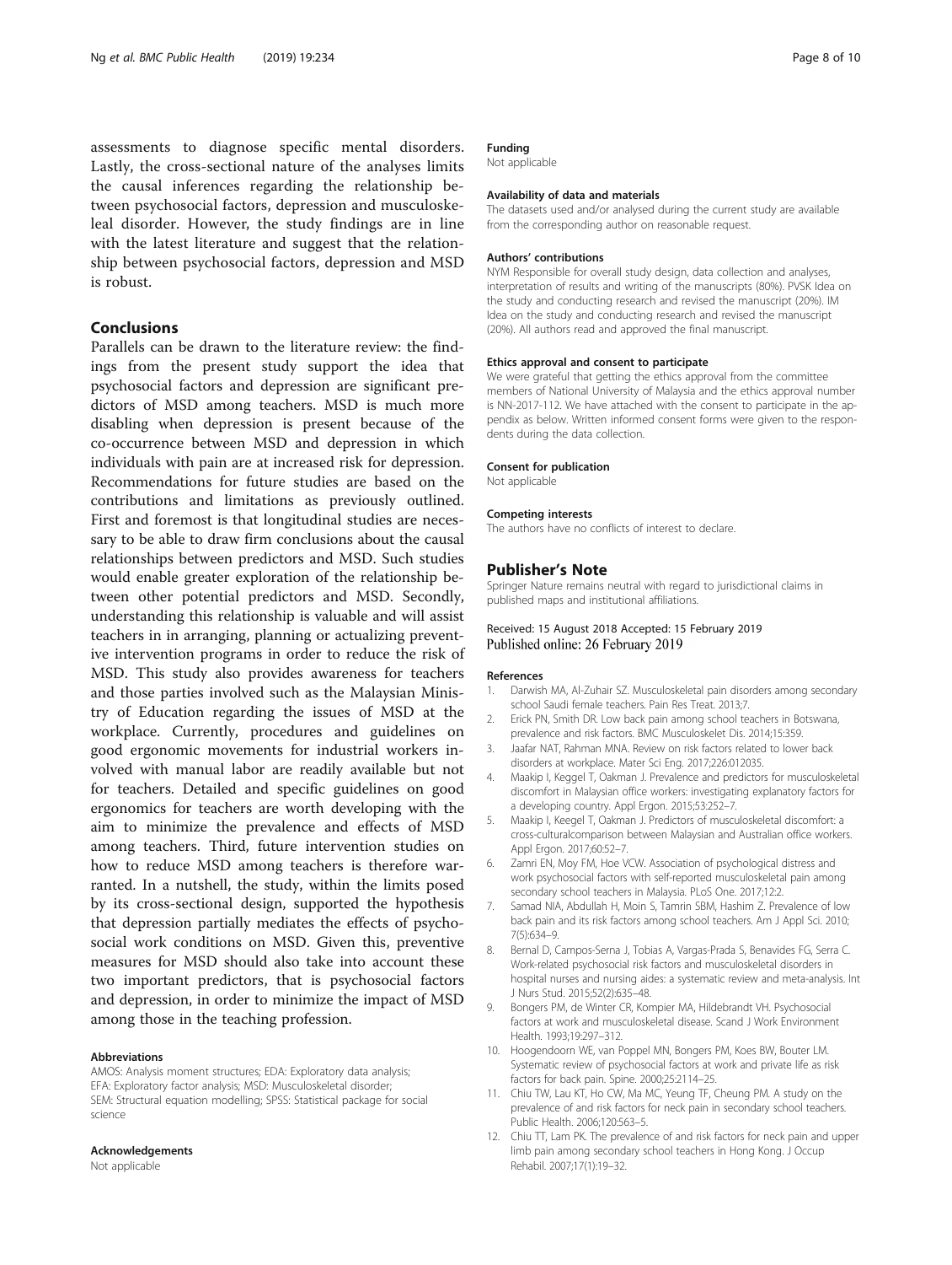assessments to diagnose specific mental disorders. Lastly, the cross-sectional nature of the analyses limits the causal inferences regarding the relationship between psychosocial factors, depression and musculoskeleal disorder. However, the study findings are in line with the latest literature and suggest that the relationship between psychosocial factors, depression and MSD is robust.

## Conclusions

Parallels can be drawn to the literature review: the findings from the present study support the idea that psychosocial factors and depression are significant predictors of MSD among teachers. MSD is much more disabling when depression is present because of the co-occurrence between MSD and depression in which individuals with pain are at increased risk for depression. Recommendations for future studies are based on the contributions and limitations as previously outlined. First and foremost is that longitudinal studies are necessary to be able to draw firm conclusions about the causal relationships between predictors and MSD. Such studies would enable greater exploration of the relationship between other potential predictors and MSD. Secondly, understanding this relationship is valuable and will assist teachers in in arranging, planning or actualizing preventive intervention programs in order to reduce the risk of MSD. This study also provides awareness for teachers and those parties involved such as the Malaysian Ministry of Education regarding the issues of MSD at the workplace. Currently, procedures and guidelines on good ergonomic movements for industrial workers involved with manual labor are readily available but not for teachers. Detailed and specific guidelines on good ergonomics for teachers are worth developing with the aim to minimize the prevalence and effects of MSD among teachers. Third, future intervention studies on how to reduce MSD among teachers is therefore warranted. In a nutshell, the study, within the limits posed by its cross-sectional design, supported the hypothesis that depression partially mediates the effects of psychosocial work conditions on MSD. Given this, preventive measures for MSD should also take into account these two important predictors, that is psychosocial factors and depression, in order to minimize the impact of MSD among those in the teaching profession.

#### Abbreviations

AMOS: Analysis moment structures; EDA: Exploratory data analysis; EFA: Exploratory factor analysis; MSD: Musculoskeletal disorder; SEM: Structural equation modelling; SPSS: Statistical package for social science

#### Acknowledgements

Not applicable

#### Funding

Not applicable

#### Availability of data and materials

The datasets used and/or analysed during the current study are available from the corresponding author on reasonable request.

#### Authors' contributions

NYM Responsible for overall study design, data collection and analyses, interpretation of results and writing of the manuscripts (80%). PVSK Idea on the study and conducting research and revised the manuscript (20%). IM Idea on the study and conducting research and revised the manuscript (20%). All authors read and approved the final manuscript.

#### Ethics approval and consent to participate

We were grateful that getting the ethics approval from the committee members of National University of Malaysia and the ethics approval number is NN-2017-112. We have attached with the consent to participate in the appendix as below. Written informed consent forms were given to the respondents during the data collection.

#### Consent for publication

Not applicable

#### Competing interests

The authors have no conflicts of interest to declare.

## Publisher's Note

Springer Nature remains neutral with regard to jurisdictional claims in published maps and institutional affiliations.

Received: 15 August 2018 Accepted: 15 February 2019
Published online: 26 February 2019

#### References

1. Darwish MA, Al-Zuhair SZ. Musculoskeletal pain disorders among secondary school Saudi female teachers. Pain Res Treat. 2013;7.
2. Erick PN, Smith DR. Low back pain among school teachers in Botswana, prevalence and risk factors. BMC Musculoskelet Dis. 2014;15:359.
3. Jaafar NAT, Rahman MNA. Review on risk factors related to lower back disorders at workplace. Mater Sci Eng. 2017;226:012035.
4. Maakip I, Keggel T, Oakman J. Prevalence and predictors for musculoskeletal discomfort in Malaysian office workers: investigating explanatory factors for a developing country. Appl Ergon. 2015;53:252–7.
5. Maakip I, Keegel T, Oakman J. Predictors of musculoskeletal discomfort: a cross-culturalcomparison between Malaysian and Australian office workers. Appl Ergon. 2017;60:52–7.
6. Zamri EN, Moy FM, Hoe VCW. Association of psychological distress and work psychosocial factors with self-reported musculoskeletal pain among secondary school teachers in Malaysia. PLoS One. 2017;12:2.
7. Samad NIA, Abdullah H, Moin S, Tamrin SBM, Hashim Z. Prevalence of low back pain and its risk factors among school teachers. Am J Appl Sci. 2010; 7(5):634–9.
8. Bernal D, Campos-Serna J, Tobias A, Vargas-Prada S, Benavides FG, Serra C. Work-related psychosocial risk factors and musculoskeletal disorders in hospital nurses and nursing aides: a systematic review and meta-analysis. Int J Nurs Stud. 2015;52(2):635–48.
9. Bongers PM, de Winter CR, Kompier MA, Hildebrandt VH. Psychosocial factors at work and musculoskeletal disease. Scand J Work Environment Health. 1993;19:297–312.
10. Hoogendoorn WE, van Poppel MN, Bongers PM, Koes BW, Bouter LM. Systematic review of psychosocial factors at work and private life as risk factors for back pain. Spine. 2000;25:2114–25.
11. Chiu TW, Lau KT, Ho CW, Ma MC, Yeung TF, Cheung PM. A study on the prevalence of and risk factors for neck pain in secondary school teachers. Public Health. 2006;120:563–5.
12. Chiu TT, Lam PK. The prevalence of and risk factors for neck pain and upper limb pain among secondary school teachers in Hong Kong. J Occup Rehabil. 2007;17(1):19–32.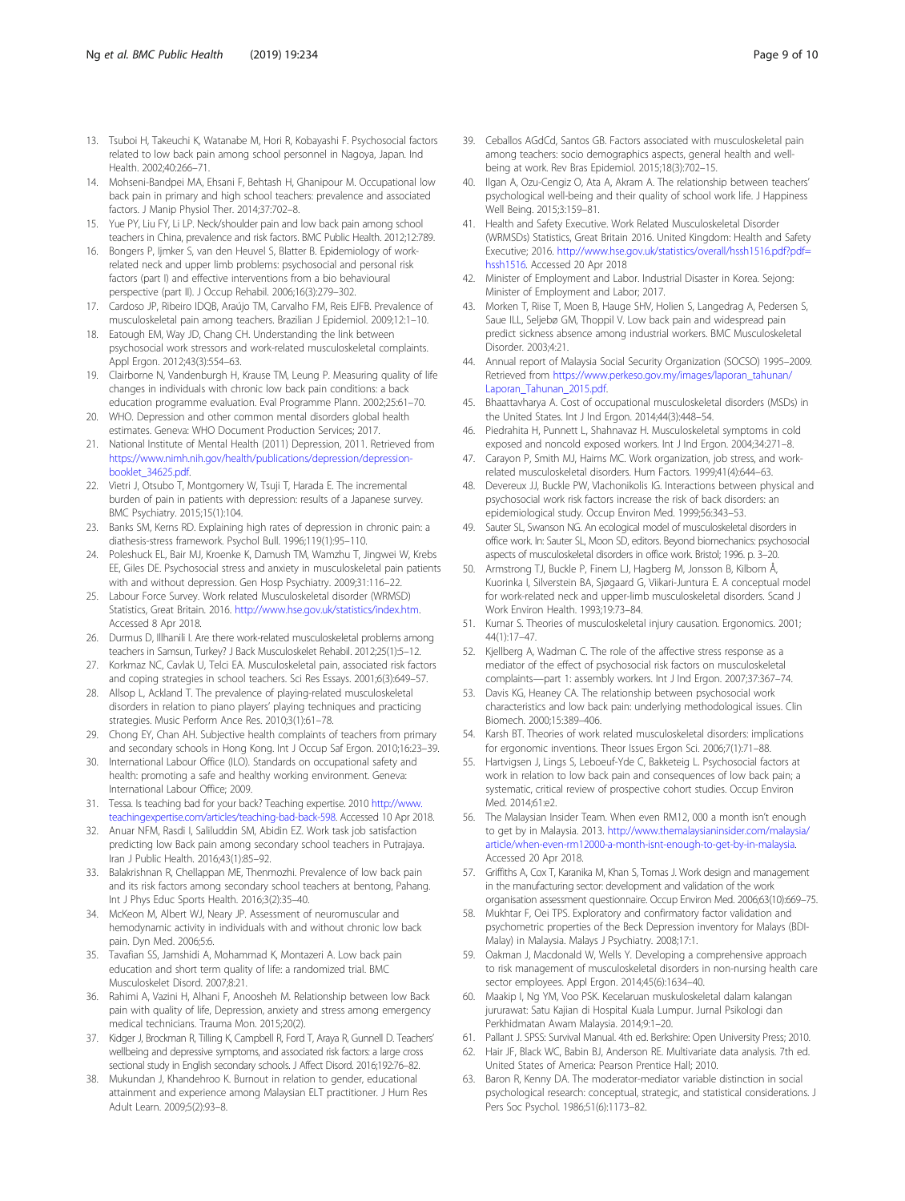13. Tsuboi H, Takeuchi K, Watanabe M, Hori R, Kobayashi F. Psychosocial factors related to low back pain among school personnel in Nagoya, Japan. Ind Health. 2002;40:266–71.
14. Mohseni-Bandpei MA, Ehsani F, Behtash H, Ghanipour M. Occupational low back pain in primary and high school teachers: prevalence and associated factors. J Manip Physiol Ther. 2014;37:702–8.
15. Yue PY, Liu FY, Li LP. Neck/shoulder pain and low back pain among school teachers in China, prevalence and risk factors. BMC Public Health. 2012;12:789.
16. Bongers P, Ijmker S, van den Heuvel S, Blatter B. Epidemiology of work-related neck and upper limb problems: psychosocial and personal risk factors (part I) and effective interventions from a bio behavioural perspective (part II). J Occup Rehabil. 2006;16(3):279–302.
17. Cardoso JP, Ribeiro IDQB, Araújo TM, Carvalho FM, Reis EJFB. Prevalence of musculoskeletal pain among teachers. Brazilian J Epidemiol. 2009;12:1–10.
18. Eatough EM, Way JD, Chang CH. Understanding the link between psychosocial work stressors and work-related musculoskeletal complaints. Appl Ergon. 2012;43(3):554–63.
19. Clairborne N, Vandenburgh H, Krause TM, Leung P. Measuring quality of life changes in individuals with chronic low back pain conditions: a back education programme evaluation. Eval Programme Plann. 2002;25:61–70.
20. WHO. Depression and other common mental disorders global health estimates. Geneva: WHO Document Production Services; 2017.
21. National Institute of Mental Health (2011) Depression, 2011. Retrieved from https://www.nimh.nih.gov/health/publications/depression/depression-booklet_34625.pdf.
22. Vietri J, Otsubo T, Montgomery W, Tsuji T, Harada E. The incremental burden of pain in patients with depression: results of a Japanese survey. BMC Psychiatry. 2015;15(1):104.
23. Banks SM, Kerns RD. Explaining high rates of depression in chronic pain: a diathesis-stress framework. Psychol Bull. 1996;119(1):95–110.
24. Poleshuck EL, Bair MJ, Kroenke K, Damush TM, Wamzhu T, Jingwei W, Krebs EE, Giles DE. Psychosocial stress and anxiety in musculoskeletal pain patients with and without depression. Gen Hosp Psychiatry. 2009;31:116–22.
25. Labour Force Survey. Work related Musculoskeletal disorder (WRMSD) Statistics, Great Britain. 2016. http://www.hse.gov.uk/statistics/index.htm. Accessed 8 Apr 2018.
26. Durmus D, Illhanili I. Are there work-related musculoskeletal problems among teachers in Samsun, Turkey? J Back Musculoskelet Rehabil. 2012;25(1):5–12.
27. Korkmaz NC, Cavlak U, Telci EA. Musculoskeletal pain, associated risk factors and coping strategies in school teachers. Sci Res Essays. 2001;6(3):649–57.
28. Allsop L, Ackland T. The prevalence of playing-related musculoskeletal disorders in relation to piano players' playing techniques and practicing strategies. Music Perform Ance Res. 2010;3(1):61–78.
29. Chong EY, Chan AH. Subjective health complaints of teachers from primary and secondary schools in Hong Kong. Int J Occup Saf Ergon. 2010;16:23–39.
30. International Labour Office (ILO). Standards on occupational safety and health: promoting a safe and healthy working environment. Geneva: International Labour Office; 2009.
31. Tessa. Is teaching bad for your back? Teaching expertise. 2010 http://www.teachingexpertise.com/articles/teaching-bad-back-598. Accessed 10 Apr 2018.
32. Anuar NFM, Rasdi I, Saliluddin SM, Abidin EZ. Work task job satisfaction predicting low Back pain among secondary school teachers in Putrajaya. Iran J Public Health. 2016;43(1):85–92.
33. Balakrishnan R, Chellappan ME, Thenmozhi. Prevalence of low back pain and its risk factors among secondary school teachers at bentong, Pahang. Int J Phys Educ Sports Health. 2016;3(2):35–40.
34. McKeon M, Albert WJ, Neary JP. Assessment of neuromuscular and hemodynamic activity in individuals with and without chronic low back pain. Dyn Med. 2006;5:6.
35. Tavafian SS, Jamshidi A, Mohammad K, Montazeri A. Low back pain education and short term quality of life: a randomized trial. BMC Musculoskelet Disord. 2007;8:21.
36. Rahimi A, Vazini H, Alhani F, Anoosheh M. Relationship between low Back pain with quality of life, Depression, anxiety and stress among emergency medical technicians. Trauma Mon. 2015;20(2).
37. Kidger J, Brockman R, Tilling K, Campbell R, Ford T, Araya R, Gunnell D. Teachers' wellbeing and depressive symptoms, and associated risk factors: a large cross sectional study in English secondary schools. J Affect Disord. 2016;192:76–82.
38. Mukundan J, Khandehroo K. Burnout in relation to gender, educational attainment and experience among Malaysian ELT practitioner. J Hum Res Adult Learn. 2009;5(2):93–8.
39. Ceballos AGdCd, Santos GB. Factors associated with musculoskeletal pain among teachers: socio demographics aspects, general health and well-being at work. Rev Bras Epidemiol. 2015;18(3):702–15.
40. Ilgan A, Ozu-Cengiz O, Ata A, Akram A. The relationship between teachers' psychological well-being and their quality of school work life. J Happiness Well Being. 2015;3:159–81.
41. Health and Safety Executive. Work Related Musculoskeletal Disorder (WRMSDs) Statistics, Great Britain 2016. United Kingdom: Health and Safety Executive; 2016. http://www.hse.gov.uk/statistics/overall/hssh1516.pdf?pdf=hssh1516. Accessed 20 Apr 2018
42. Minister of Employment and Labor. Industrial Disaster in Korea. Sejong: Minister of Employment and Labor; 2017.
43. Morken T, Riise T, Moen B, Hauge SHV, Holien S, Langedrag A, Pedersen S, Saue ILL, Seljebø GM, Thoppil V. Low back pain and widespread pain predict sickness absence among industrial workers. BMC Musculoskeletal Disorder. 2003;4:21.
44. Annual report of Malaysia Social Security Organization (SOCSO) 1995–2009. Retrieved from https://www.perkeso.gov.my/images/laporan_tahunan/Laporan_Tahunan_2015.pdf.
45. Bhaattavharya A. Cost of occupational musculoskeletal disorders (MSDs) in the United States. Int J Ind Ergon. 2014;44(3):448–54.
46. Piedrahita H, Punnett L, Shahnavaz H. Musculoskeletal symptoms in cold exposed and noncold exposed workers. Int J Ind Ergon. 2004;34:271–8.
47. Carayon P, Smith MJ, Haims MC. Work organization, job stress, and work-related musculoskeletal disorders. Hum Factors. 1999;41(4):644–63.
48. Devereux JJ, Buckle PW, Vlachonikolis IG. Interactions between physical and psychosocial work risk factors increase the risk of back disorders: an epidemiological study. Occup Environ Med. 1999;56:343–53.
49. Sauter SL, Swanson NG. An ecological model of musculoskeletal disorders in office work. In: Sauter SL, Moon SD, editors. Beyond biomechanics: psychosocial aspects of musculoskeletal disorders in office work. Bristol; 1996. p. 3–20.
50. Armstrong TJ, Buckle P, Finem LJ, Hagberg M, Jonsson B, Kilbom Å, Kuorinka I, Silverstein BA, Sjøgaard G, Viikari-Juntura E. A conceptual model for work-related neck and upper-limb musculoskeletal disorders. Scand J Work Environ Health. 1993;19:73–84.
51. Kumar S. Theories of musculoskeletal injury causation. Ergonomics. 2001;44(1):17–47.
52. Kjellberg A, Wadman C. The role of the affective stress response as a mediator of the effect of psychosocial risk factors on musculoskeletal complaints—part 1: assembly workers. Int J Ind Ergon. 2007;37:367–74.
53. Davis KG, Heaney CA. The relationship between psychosocial work characteristics and low back pain: underlying methodological issues. Clin Biomech. 2000;15:389–406.
54. Karsh BT. Theories of work related musculoskeletal disorders: implications for ergonomic inventions. Theor Issues Ergon Sci. 2006;7(1):71–88.
55. Hartvigsen J, Lings S, Leboeuf-Yde C, Bakketeig L. Psychosocial factors at work in relation to low back pain and consequences of low back pain; a systematic, critical review of prospective cohort studies. Occup Environ Med. 2014;61:e2.
56. The Malaysian Insider Team. When even RM12, 000 a month isn't enough to get by in Malaysia. 2013. http://www.themalaysianinsider.com/malaysia/article/when-even-rm12000-a-month-isnt-enough-to-get-by-in-malaysia. Accessed 20 Apr 2018.
57. Griffiths A, Cox T, Karanika M, Khan S, Tomas J. Work design and management in the manufacturing sector: development and validation of the work organisation assessment questionnaire. Occup Environ Med. 2006;63(10):669–75.
58. Mukhtar F, Oei TPS. Exploratory and confirmatory factor validation and psychometric properties of the Beck Depression inventory for Malays (BDI-Malay) in Malaysia. Malays J Psychiatry. 2008;17:1.
59. Oakman J, Macdonald W, Wells Y. Developing a comprehensive approach to risk management of musculoskeletal disorders in non-nursing health care sector employees. Appl Ergon. 2014;45(6):1634–40.
60. Maakip I, Ng YM, Voo PSK. Kecelaruan muskuloskeletal dalam kalangan jururawat: Satu Kajian di Hospital Kuala Lumpur. Jurnal Psikologi dan Perkhidmatan Awam Malaysia. 2014;9:1–20.
61. Pallant J. SPSS: Survival Manual. 4th ed. Berkshire: Open University Press; 2010.
62. Hair JF, Black WC, Babin BJ, Anderson RE. Multivariate data analysis. 7th ed. United States of America: Pearson Prentice Hall; 2010.
63. Baron R, Kenny DA. The moderator-mediator variable distinction in social psychological research: conceptual, strategic, and statistical considerations. J Pers Soc Psychol. 1986;51(6):1173–82.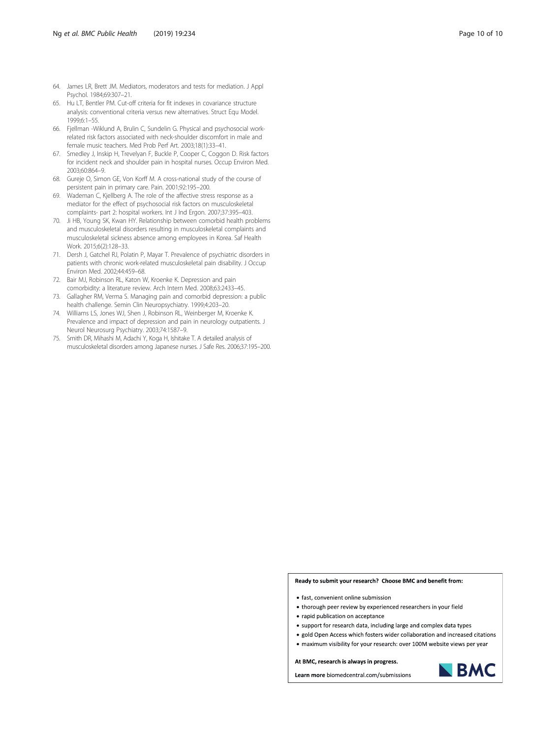64. James LR, Brett JM. Mediators, moderators and tests for mediation. J Appl Psychol. 1984;69:307–21.
65. Hu LT, Bentler PM. Cut-off criteria for fit indexes in covariance structure analysis: conventional criteria versus new alternatives. Struct Equ Model. 1999;6:1–55.
66. Fjellman -Wiklund A, Brulin C, Sundelin G. Physical and psychosocial work-related risk factors associated with neck-shoulder discomfort in male and female music teachers. Med Prob Perf Art. 2003;18(1):33–41.
67. Smedley J, Inskip H, Trevelyan F, Buckle P, Cooper C, Coggon D. Risk factors for incident neck and shoulder pain in hospital nurses. Occup Environ Med. 2003;60:864–9.
68. Gureje O, Simon GE, Von Korff M. A cross-national study of the course of persistent pain in primary care. Pain. 2001;92:195–200.
69. Wademan C, Kjellberg A. The role of the affective stress response as a mediator for the effect of psychosocial risk factors on musculoskeletal complaints- part 2: hospital workers. Int J Ind Ergon. 2007;37:395–403.
70. Ji HB, Young SK, Kwan HY. Relationship between comorbid health problems and musculoskeletal disorders resulting in musculoskeletal complaints and musculoskeletal sickness absence among employees in Korea. Saf Health Work. 2015;6(2):128–33.
71. Dersh J, Gatchel RJ, Polatin P, Mayar T. Prevalence of psychiatric disorders in patients with chronic work-related musculoskeletal pain disability. J Occup Environ Med. 2002;44:459–68.
72. Bair MJ, Robinson RL, Katon W, Kroenke K. Depression and pain comorbidity: a literature review. Arch Intern Med. 2008;63:2433–45.
73. Gallagher RM, Verma S. Managing pain and comorbid depression: a public health challenge. Semin Clin Neuropsychiatry. 1999;4:203–20.
74. Williams LS, Jones WJ, Shen J, Robinson RL, Weinberger M, Kroenke K. Prevalence and impact of depression and pain in neurology outpatients. J Neurol Neurosurg Psychiatry. 2003;74:1587–9.
75. Smith DR, Mihashi M, Adachi Y, Koga H, Ishitake T. A detailed analysis of musculoskeletal disorders among Japanese nurses. J Safe Res. 2006;37:195–200.

**Ready to submit your research? Choose BMC and benefit from:**

- fast, convenient online submission
- thorough peer review by experienced researchers in your field
- rapid publication on acceptance
- support for research data, including large and complex data types
- gold Open Access which fosters wider collaboration and increased citations
- maximum visibility for your research: over 100M website views per year

**At BMC, research is always in progress.**

**Learn more** biomedcentral.com/submissions